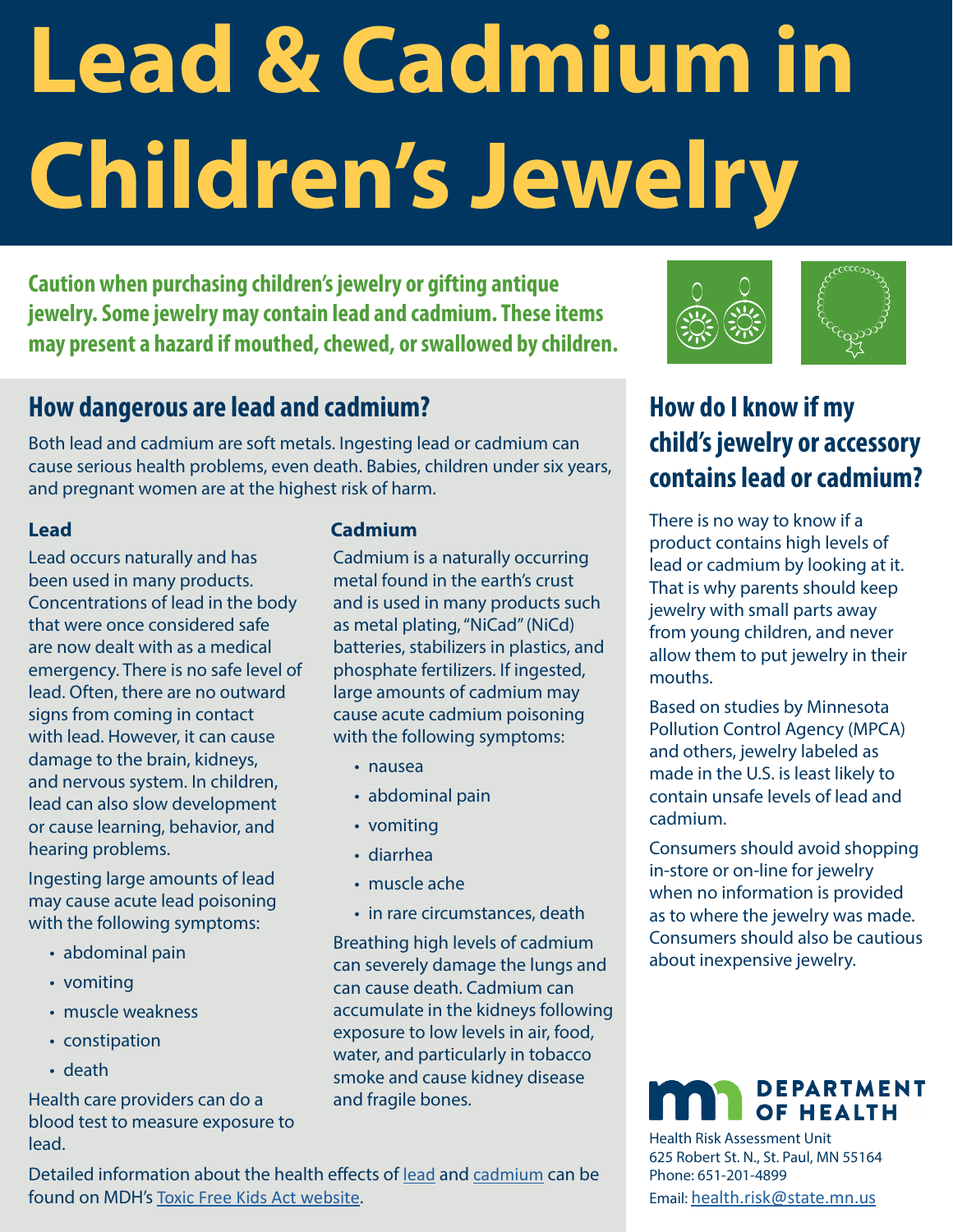# Lead & Cadmium in Children's Jewelry

**Caution when purchasing children's jewelry or gifting antique jewelry. Some jewelry may contain lead and cadmium. These items may present a hazard if mouthed, chewed, or swallowed by children.**

## How dangerous are lead and cadmium?

Both lead and cadmium are soft metals. Ingesting lead or cadmium can cause serious health problems, even death. Babies, children under six years, and pregnant women are at the highest risk of harm.

### Lead

Lead occurs naturally and has been used in many products. Concentrations of lead in the body that were once considered safe are now dealt with as a medical emergency. There is no safe level of lead. Often, there are no outward signs from coming in contact with lead. However, it can cause damage to the brain, kidneys, and nervous system. In children, lead can also slow development or cause learning, behavior, and hearing problems.

Ingesting large amounts of lead may cause acute lead poisoning with the following symptoms:

- abdominal pain
- vomiting
- muscle weakness
- constipation
- death

Health care providers can do a blood test to measure exposure to lead.

### Cadmium

Cadmium is a naturally occurring metal found in the earth's crust and is used in many products such as metal plating, "NiCad" (NiCd) batteries, stabilizers in plastics, and phosphate fertilizers. If ingested, large amounts of cadmium may cause acute cadmium poisoning with the following symptoms:

- nausea
- abdominal pain
- vomiting
- diarrhea
- muscle ache
- in rare circumstances, death

Breathing high levels of cadmium can severely damage the lungs and can cause death. Cadmium can accumulate in the kidneys following exposure to low levels in air, food, water, and particularly in tobacco smoke and cause kidney disease and fragile bones.

Detailed information about the health effects of lead and cadmium can be found on MDH's Toxic Free Kids Act website.

## How do I know if my child's jewelry or accessory contains lead or cadmium?

There is no way to know if a product contains high levels of lead or cadmium by looking at it. That is why parents should keep jewelry with small parts away from young children, and never allow them to put jewelry in their mouths.

Based on studies by Minnesota Pollution Control Agency (MPCA) and others, jewelry labeled as made in the U.S. is least likely to contain unsafe levels of lead and cadmium.

Consumers should avoid shopping in-store or on-line for jewelry when no information is provided as to where the jewelry was made. Consumers should also be cautious about inexpensive jewelry.

**DEPARTMENT OF HEALTH**

Health Risk Assessment Unit
625 Robert St. N., St. Paul, MN 55164
Phone: 651-201-4899
Email: health.risk@state.mn.us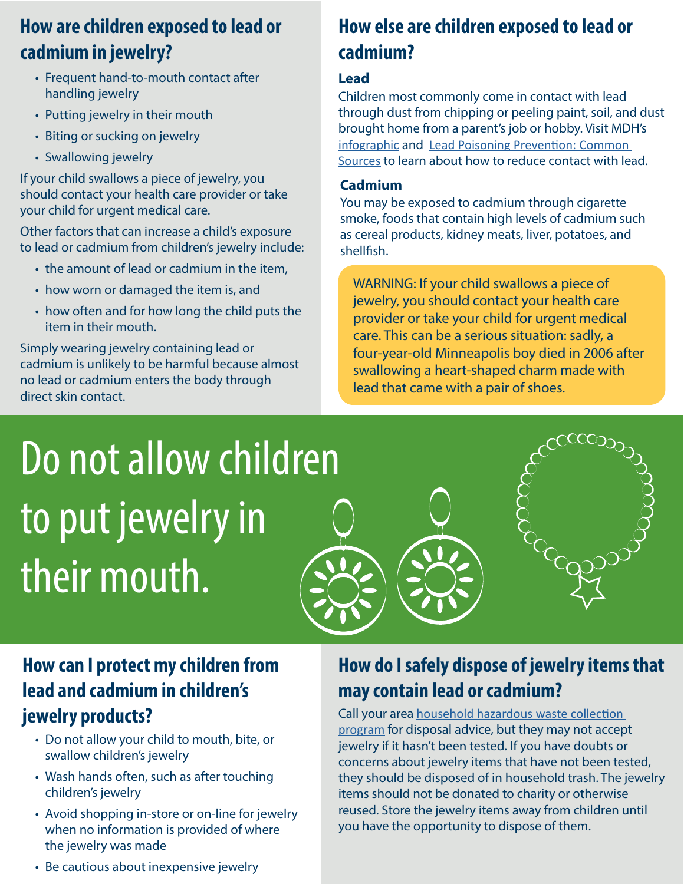## How are children exposed to lead or cadmium in jewelry?

- Frequent hand-to-mouth contact after handling jewelry
- Putting jewelry in their mouth
- Biting or sucking on jewelry
- Swallowing jewelry

If your child swallows a piece of jewelry, you should contact your health care provider or take your child for urgent medical care.

Other factors that can increase a child's exposure to lead or cadmium from children's jewelry include:

- the amount of lead or cadmium in the item,
- how worn or damaged the item is, and
- how often and for how long the child puts the item in their mouth.

Simply wearing jewelry containing lead or cadmium is unlikely to be harmful because almost no lead or cadmium enters the body through direct skin contact.

## How else are children exposed to lead or cadmium?

### Lead

Children most commonly come in contact with lead through dust from chipping or peeling paint, soil, and dust brought home from a parent's job or hobby. Visit MDH's infographic and Lead Poisoning Prevention: Common Sources to learn about how to reduce contact with lead.

### Cadmium

You may be exposed to cadmium through cigarette smoke, foods that contain high levels of cadmium such as cereal products, kidney meats, liver, potatoes, and shellfish.

WARNING: If your child swallows a piece of jewelry, you should contact your health care provider or take your child for urgent medical care. This can be a serious situation: sadly, a four-year-old Minneapolis boy died in 2006 after swallowing a heart-shaped charm made with lead that came with a pair of shoes.

# Do not allow children to put jewelry in their mouth.

## How can I protect my children from lead and cadmium in children's jewelry products?

- Do not allow your child to mouth, bite, or swallow children's jewelry
- Wash hands often, such as after touching children's jewelry
- Avoid shopping in-store or on-line for jewelry when no information is provided of where the jewelry was made
- Be cautious about inexpensive jewelry

## How do I safely dispose of jewelry items that may contain lead or cadmium?

Call your area household hazardous waste collection program for disposal advice, but they may not accept jewelry if it hasn't been tested. If you have doubts or concerns about jewelry items that have not been tested, they should be disposed of in household trash. The jewelry items should not be donated to charity or otherwise reused. Store the jewelry items away from children until you have the opportunity to dispose of them.